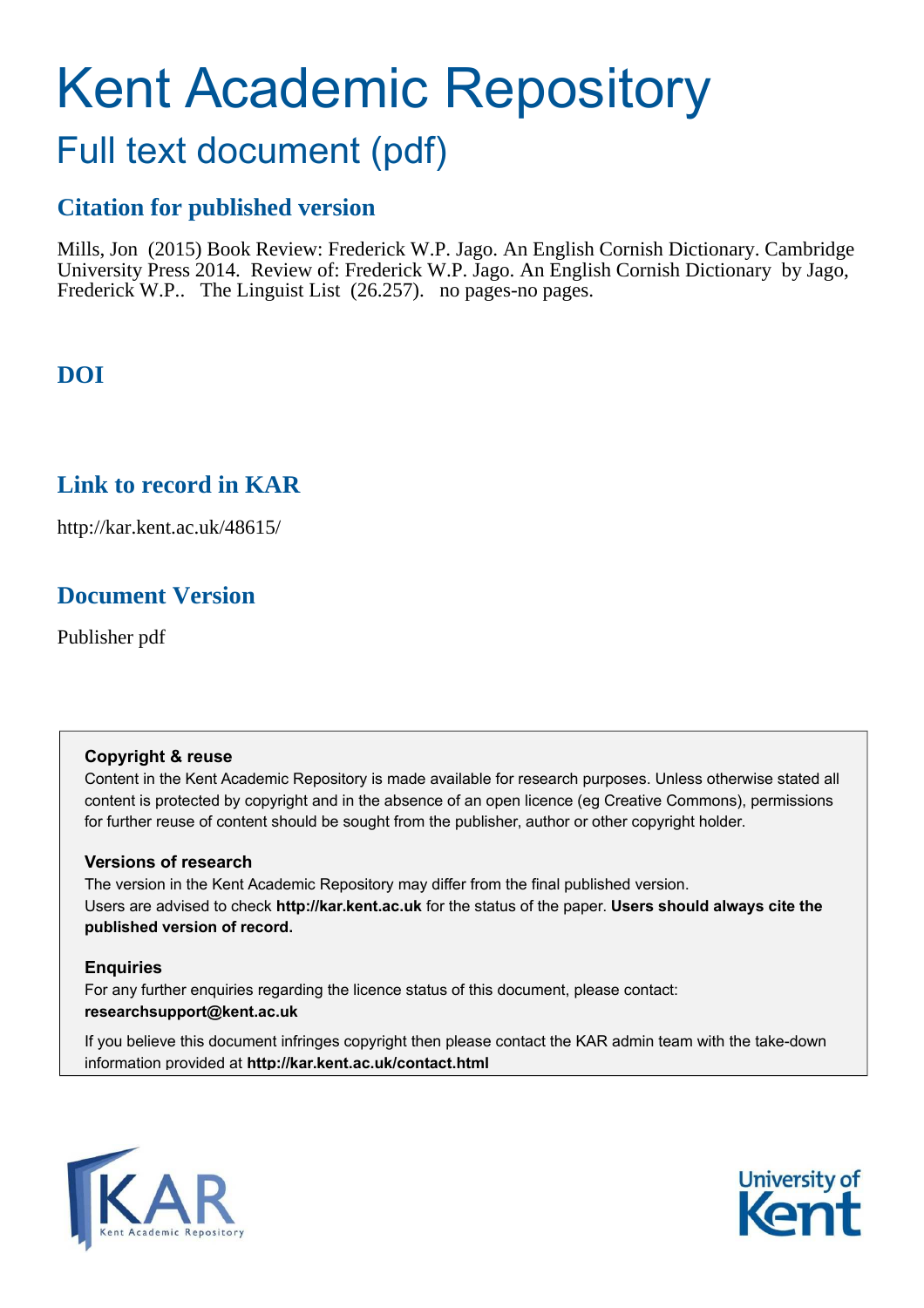# Kent Academic Repository

## Full text document (pdf)

### Citation for published version

Mills, Jon (2015) Book Review: Frederick W.P. Jago. An English Cornish Dictionary. Cambridge University Press 2014. Review of: Frederick W.P. Jago. An English Cornish Dictionary by Jago, Frederick W.P.. The Linguist List (26.257). no pages-no pages.

### DOI

### Link to record in KAR

http://kar.kent.ac.uk/48615/

### Document Version

Publisher pdf

**Copyright & reuse**

Content in the Kent Academic Repository is made available for research purposes. Unless otherwise stated all content is protected by copyright and in the absence of an open licence (eg Creative Commons), permissions for further reuse of content should be sought from the publisher, author or other copyright holder.

**Versions of research**

The version in the Kent Academic Repository may differ from the final published version. Users are advised to check **http://kar.kent.ac.uk** for the status of the paper. **Users should always cite the published version of record.**

**Enquiries**

For any further enquiries regarding the licence status of this document, please contact: **researchsupport@kent.ac.uk**

If you believe this document infringes copyright then please contact the KAR admin team with the take-down information provided at **http://kar.kent.ac.uk/contact.html**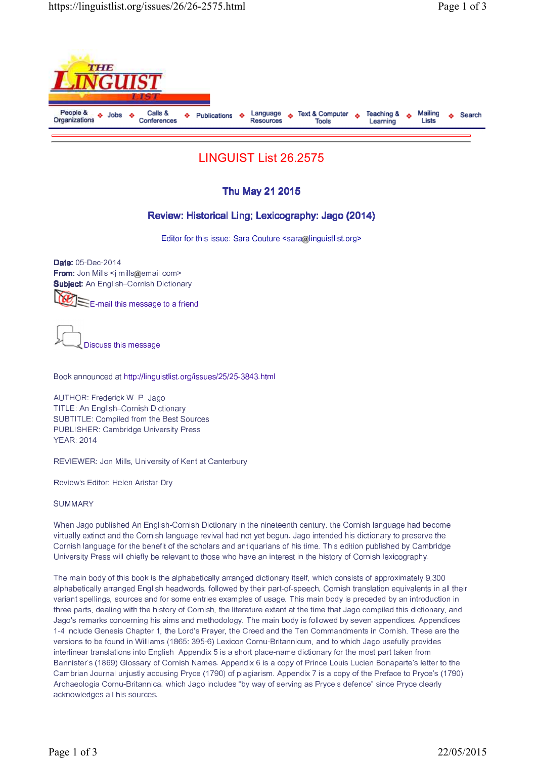# LINGUIST List 26.2575

### Thu May 21 2015

### Review: Historical Ling; Lexicography: Jago (2014)

Editor for this issue: Sara Couture <sara@linguistlist.org>

**Date:** 05-Dec-2014
**From:** Jon Mills <j.mills@email.com>
**Subject:** An English–Cornish Dictionary

E-mail this message to a friend

Discuss this message

Book announced at http://linguistlist.org/issues/25/25-3843.html

AUTHOR: Frederick W. P. Jago
TITLE: An English–Cornish Dictionary
SUBTITLE: Compiled from the Best Sources
PUBLISHER: Cambridge University Press
YEAR: 2014

REVIEWER: Jon Mills, University of Kent at Canterbury

Review's Editor: Helen Aristar-Dry

SUMMARY

When Jago published An English-Cornish Dictionary in the nineteenth century, the Cornish language had become virtually extinct and the Cornish language revival had not yet begun. Jago intended his dictionary to preserve the Cornish language for the benefit of the scholars and antiquarians of his time. This edition published by Cambridge University Press will chiefly be relevant to those who have an interest in the history of Cornish lexicography.

The main body of this book is the alphabetically arranged dictionary itself, which consists of approximately 9,300 alphabetically arranged English headwords, followed by their part-of-speech, Cornish translation equivalents in all their variant spellings, sources and for some entries examples of usage. This main body is preceded by an introduction in three parts, dealing with the history of Cornish, the literature extant at the time that Jago compiled this dictionary, and Jago's remarks concerning his aims and methodology. The main body is followed by seven appendices. Appendices 1-4 include Genesis Chapter 1, the Lord's Prayer, the Creed and the Ten Commandments in Cornish. These are the versions to be found in Williams (1865: 395-6) Lexicon Cornu-Britannicum, and to which Jago usefully provides interlinear translations into English. Appendix 5 is a short place-name dictionary for the most part taken from Bannister's (1869) Glossary of Cornish Names. Appendix 6 is a copy of Prince Louis Lucien Bonaparte's letter to the Cambrian Journal unjustly accusing Pryce (1790) of plagiarism. Appendix 7 is a copy of the Preface to Pryce's (1790) Archaeologia Cornu-Britannica, which Jago includes "by way of serving as Pryce's defence" since Pryce clearly acknowledges all his sources.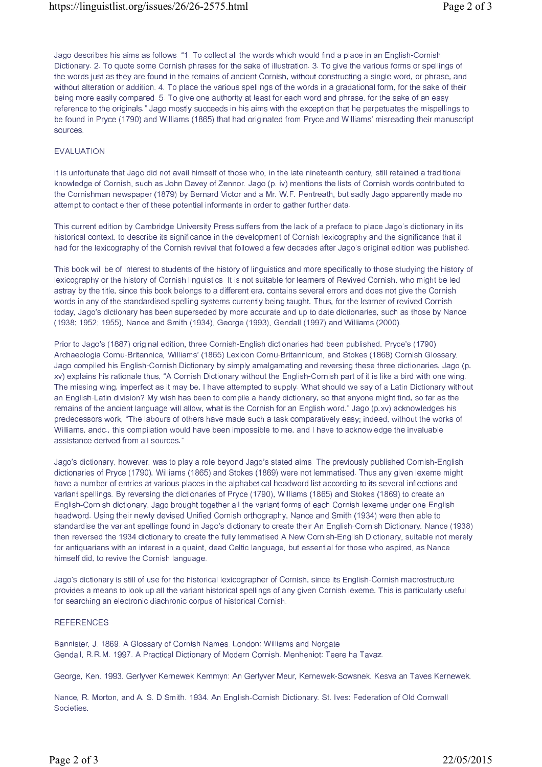Jago describes his aims as follows. "1. To collect all the words which would find a place in an English-Cornish Dictionary. 2. To quote some Cornish phrases for the sake of illustration. 3. To give the various forms or spellings of the words just as they are found in the remains of ancient Cornish, without constructing a single word, or phrase, and without alteration or addition. 4. To place the various spellings of the words in a gradational form, for the sake of their being more easily compared. 5. To give one authority at least for each word and phrase, for the sake of an easy reference to the originals." Jago mostly succeeds in his aims with the exception that he perpetuates the mispellings to be found in Pryce (1790) and Williams (1865) that had originated from Pryce and Williams' misreading their manuscript sources.

EVALUATION

It is unfortunate that Jago did not avail himself of those who, in the late nineteenth century, still retained a traditional knowledge of Cornish, such as John Davey of Zennor. Jago (p. iv) mentions the lists of Cornish words contributed to the Cornishman newspaper (1879) by Bernard Victor and a Mr. W.F. Pentreath, but sadly Jago apparently made no attempt to contact either of these potential informants in order to gather further data.

This current edition by Cambridge University Press suffers from the lack of a preface to place Jago's dictionary in its historical context, to describe its significance in the development of Cornish lexicography and the significance that it had for the lexicography of the Cornish revival that followed a few decades after Jago's original edition was published.

This book will be of interest to students of the history of linguistics and more specifically to those studying the history of lexicography or the history of Cornish linguistics. It is not suitable for learners of Revived Cornish, who might be led astray by the title, since this book belongs to a different era, contains several errors and does not give the Cornish words in any of the standardised spelling systems currently being taught. Thus, for the learner of revived Cornish today, Jago's dictionary has been superseded by more accurate and up to date dictionaries, such as those by Nance (1938; 1952; 1955), Nance and Smith (1934), George (1993), Gendall (1997) and Williams (2000).

Prior to Jago's (1887) original edition, three Cornish-English dictionaries had been published. Pryce's (1790) Archaeologia Cornu-Britannica, Williams' (1865) Lexicon Cornu-Britannicum, and Stokes (1868) Cornish Glossary. Jago compiled his English-Cornish Dictionary by simply amalgamating and reversing these three dictionaries. Jago (p. xv) explains his rationale thus, "A Cornish Dictionary without the English-Cornish part of it is like a bird with one wing. The missing wing, imperfect as it may be, I have attempted to supply. What should we say of a Latin Dictionary without an English-Latin division? My wish has been to compile a handy dictionary, so that anyone might find, so far as the remains of the ancient language will allow, what is the Cornish for an English word." Jago (p.xv) acknowledges his predecessors work. "The labours of others have made such a task comparatively easy; indeed, without the works of Williams, andc., this compilation would have been impossible to me, and I have to acknowledge the invaluable assistance derived from all sources."

Jago's dictionary, however, was to play a role beyond Jago's stated aims. The previously published Cornish-English dictionaries of Pryce (1790), Williams (1865) and Stokes (1869) were not lemmatised. Thus any given lexeme might have a number of entries at various places in the alphabetical headword list according to its several inflections and variant spellings. By reversing the dictionaries of Pryce (1790), Williams (1865) and Stokes (1869) to create an English-Cornish dictionary, Jago brought together all the variant forms of each Cornish lexeme under one English headword. Using their newly devised Unified Cornish orthography, Nance and Smith (1934) were then able to standardise the variant spellings found in Jago's dictionary to create their An English-Cornish Dictionary. Nance (1938) then reversed the 1934 dictionary to create the fully lemmatised A New Cornish-English Dictionary, suitable not merely for antiquarians with an interest in a quaint, dead Celtic language, but essential for those who aspired, as Nance himself did, to revive the Cornish language.

Jago's dictionary is still of use for the historical lexicographer of Cornish, since its English-Cornish macrostructure provides a means to look up all the variant historical spellings of any given Cornish lexeme. This is particularly useful for searching an electronic diachronic corpus of historical Cornish.

REFERENCES

Bannister, J. 1869. A Glossary of Cornish Names. London: Williams and Norgate
Gendall, R.R.M. 1997. A Practical Dictionary of Modern Cornish. Menheniot: Teere ha Tavaz.

George, Ken. 1993. Gerlyver Kernewek Kemmyn: An Gerlyver Meur, Kernewek-Sowsnek. Kesva an Taves Kernewek.

Nance, R. Morton, and A. S. D Smith. 1934. An English-Cornish Dictionary. St. Ives: Federation of Old Cornwall Societies.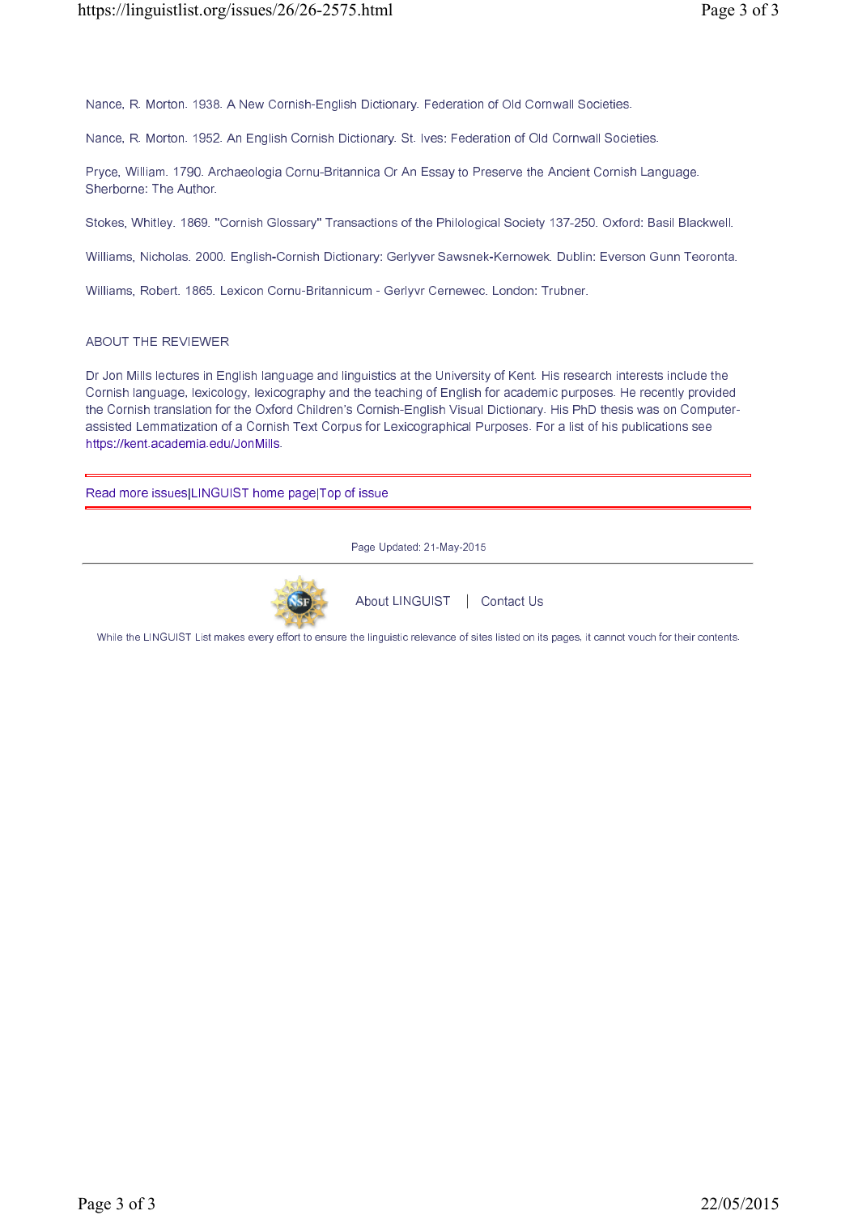Nance, R. Morton. 1938. A New Cornish-English Dictionary. Federation of Old Cornwall Societies.

Nance, R. Morton. 1952. An English Cornish Dictionary. St. Ives: Federation of Old Cornwall Societies.

Pryce, William. 1790. Archaeologia Cornu-Britannica Or An Essay to Preserve the Ancient Cornish Language. Sherborne: The Author.

Stokes, Whitley. 1869. "Cornish Glossary" Transactions of the Philological Society 137-250. Oxford: Basil Blackwell.

Williams, Nicholas. 2000. English-Cornish Dictionary: Gerlyver Sawsnek-Kernowek. Dublin: Everson Gunn Teoronta.

Williams, Robert. 1865. Lexicon Cornu-Britannicum - Gerlyvr Cernewec. London: Trubner.

ABOUT THE REVIEWER

Dr Jon Mills lectures in English language and linguistics at the University of Kent. His research interests include the Cornish language, lexicology, lexicography and the teaching of English for academic purposes. He recently provided the Cornish translation for the Oxford Children's Cornish-English Visual Dictionary. His PhD thesis was on Computer-assisted Lemmatization of a Cornish Text Corpus for Lexicographical Purposes. For a list of his publications see https://kent.academia.edu/JonMills.

Read more issues|LINGUIST home page|Top of issue

Page Updated: 21-May-2015

About LINGUIST | Contact Us

While the LINGUIST List makes every effort to ensure the linguistic relevance of sites listed on its pages, it cannot vouch for their contents.